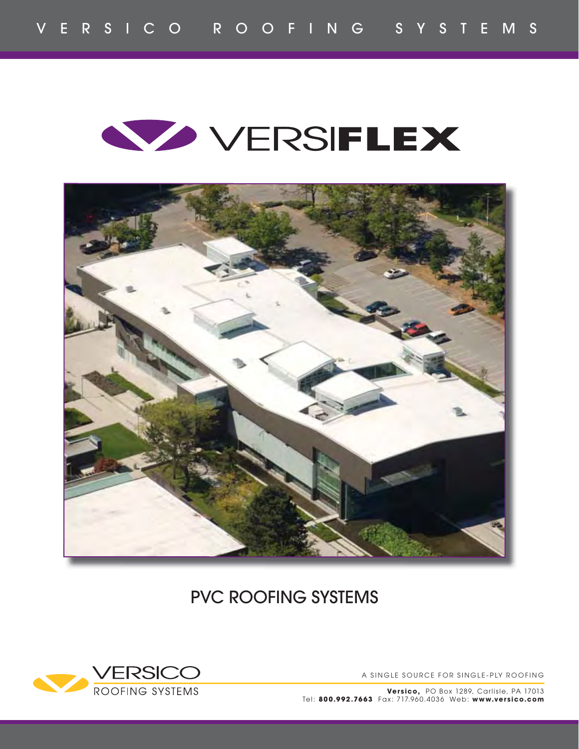VERSICO ROOFING SYSTEMS

# VERSIFLEX

## PVC ROOFING SYSTEMS

VERSICO
ROOFING SYSTEMS

A SINGLE SOURCE FOR SINGLE-PLY ROOFING

**Versico,** PO Box 1289, Carlisle, PA 17013
Tel: **800.992.7663** Fax: 717.960.4036 Web: **www.versico.com**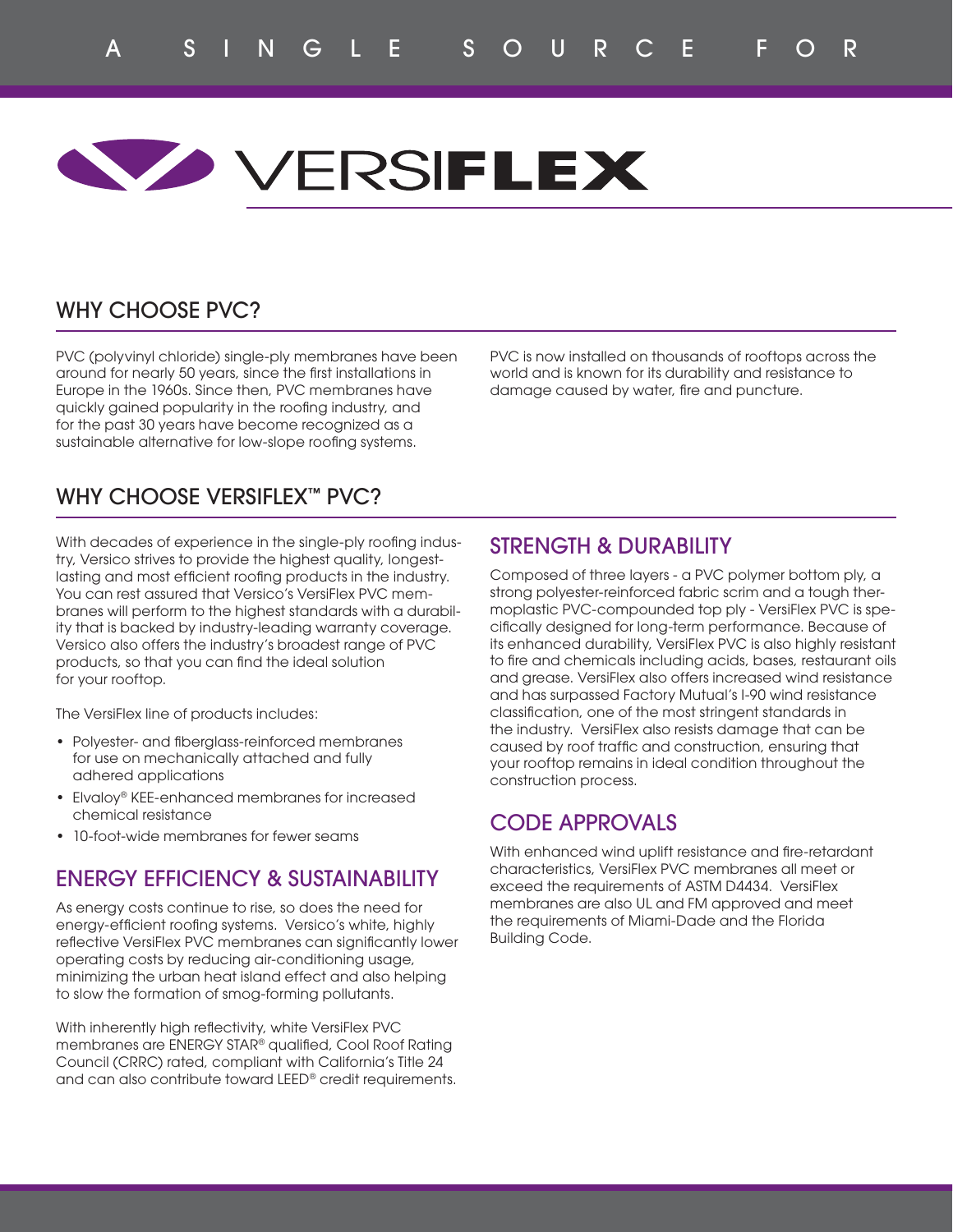A SINGLE SOURCE FOR

# VERSIFLEX

## WHY CHOOSE PVC?

PVC (polyvinyl chloride) single-ply membranes have been around for nearly 50 years, since the first installations in Europe in the 1960s. Since then, PVC membranes have quickly gained popularity in the roofing industry, and for the past 30 years have become recognized as a sustainable alternative for low-slope roofing systems.

PVC is now installed on thousands of rooftops across the world and is known for its durability and resistance to damage caused by water, fire and puncture.

## WHY CHOOSE VERSIFLEX™ PVC?

With decades of experience in the single-ply roofing industry, Versico strives to provide the highest quality, longest-lasting and most efficient roofing products in the industry. You can rest assured that Versico's VersiFlex PVC membranes will perform to the highest standards with a durability that is backed by industry-leading warranty coverage. Versico also offers the industry's broadest range of PVC products, so that you can find the ideal solution for your rooftop.

The VersiFlex line of products includes:

- Polyester- and fiberglass-reinforced membranes for use on mechanically attached and fully adhered applications
- Elvaloy® KEE-enhanced membranes for increased chemical resistance
- 10-foot-wide membranes for fewer seams

### ENERGY EFFICIENCY & SUSTAINABILITY

As energy costs continue to rise, so does the need for energy-efficient roofing systems. Versico's white, highly reflective VersiFlex PVC membranes can significantly lower operating costs by reducing air-conditioning usage, minimizing the urban heat island effect and also helping to slow the formation of smog-forming pollutants.

With inherently high reflectivity, white VersiFlex PVC membranes are ENERGY STAR® qualified, Cool Roof Rating Council (CRRC) rated, compliant with California's Title 24 and can also contribute toward LEED® credit requirements.

### STRENGTH & DURABILITY

Composed of three layers - a PVC polymer bottom ply, a strong polyester-reinforced fabric scrim and a tough thermoplastic PVC-compounded top ply - VersiFlex PVC is specifically designed for long-term performance. Because of its enhanced durability, VersiFlex PVC is also highly resistant to fire and chemicals including acids, bases, restaurant oils and grease. VersiFlex also offers increased wind resistance and has surpassed Factory Mutual's I-90 wind resistance classification, one of the most stringent standards in the industry. VersiFlex also resists damage that can be caused by roof traffic and construction, ensuring that your rooftop remains in ideal condition throughout the construction process.

### CODE APPROVALS

With enhanced wind uplift resistance and fire-retardant characteristics, VersiFlex PVC membranes all meet or exceed the requirements of ASTM D4434. VersiFlex membranes are also UL and FM approved and meet the requirements of Miami-Dade and the Florida Building Code.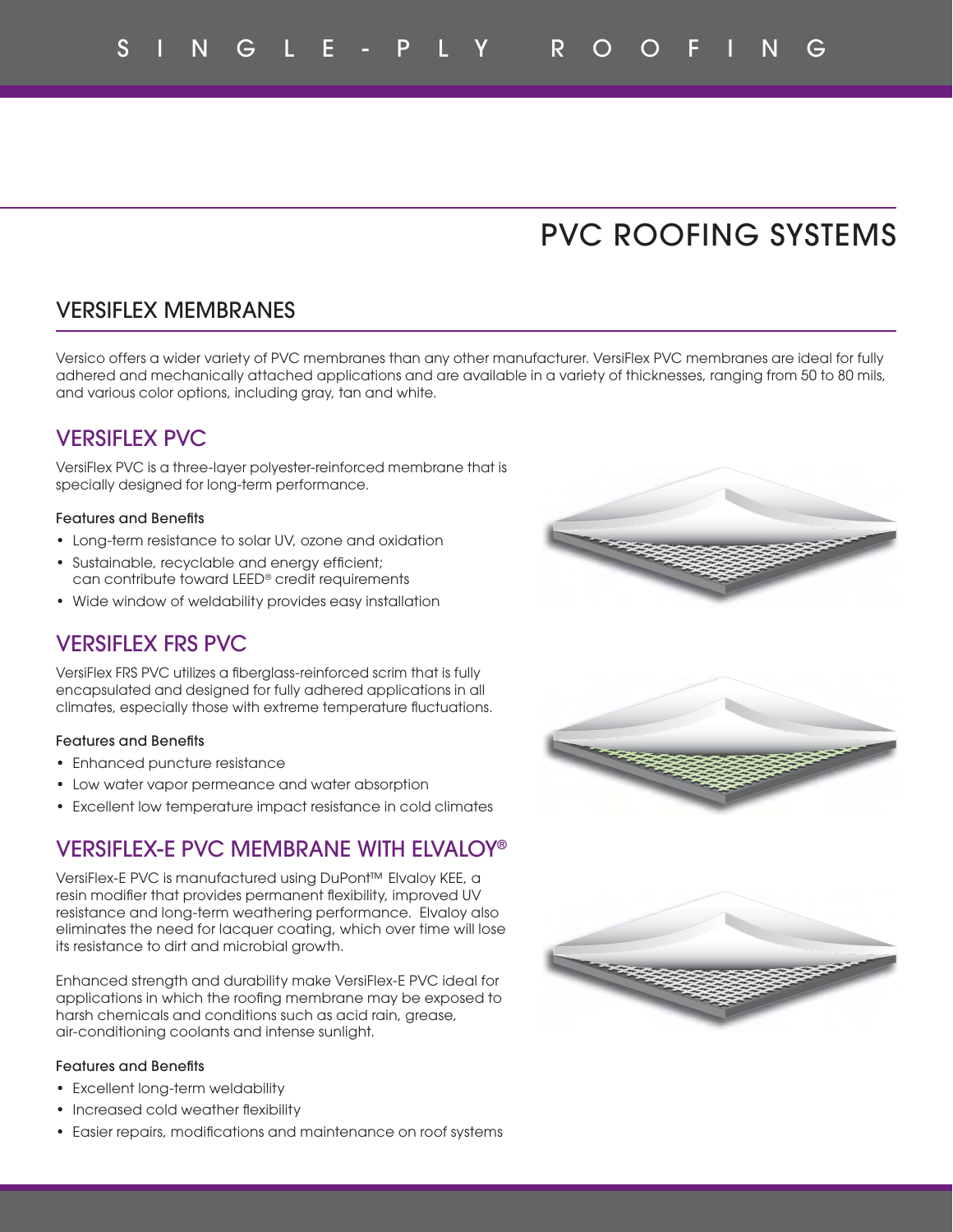# PVC ROOFING SYSTEMS

## VERSIFLEX MEMBRANES

Versico offers a wider variety of PVC membranes than any other manufacturer. VersiFlex PVC membranes are ideal for fully adhered and mechanically attached applications and are available in a variety of thicknesses, ranging from 50 to 80 mils, and various color options, including gray, tan and white.

### VERSIFLEX PVC

VersiFlex PVC is a three-layer polyester-reinforced membrane that is specially designed for long-term performance.

#### Features and Benefits

- Long-term resistance to solar UV, ozone and oxidation
- Sustainable, recyclable and energy efficient; can contribute toward LEED® credit requirements
- Wide window of weldability provides easy installation

### VERSIFLEX FRS PVC

VersiFlex FRS PVC utilizes a fiberglass-reinforced scrim that is fully encapsulated and designed for fully adhered applications in all climates, especially those with extreme temperature fluctuations.

#### Features and Benefits

- Enhanced puncture resistance
- Low water vapor permeance and water absorption
- Excellent low temperature impact resistance in cold climates

### VERSIFLEX-E PVC MEMBRANE WITH ELVALOY®

VersiFlex-E PVC is manufactured using DuPont™ Elvaloy KEE, a resin modifier that provides permanent flexibility, improved UV resistance and long-term weathering performance. Elvaloy also eliminates the need for lacquer coating, which over time will lose its resistance to dirt and microbial growth.

Enhanced strength and durability make VersiFlex-E PVC ideal for applications in which the roofing membrane may be exposed to harsh chemicals and conditions such as acid rain, grease, air-conditioning coolants and intense sunlight.

#### Features and Benefits

- Excellent long-term weldability
- Increased cold weather flexibility
- Easier repairs, modifications and maintenance on roof systems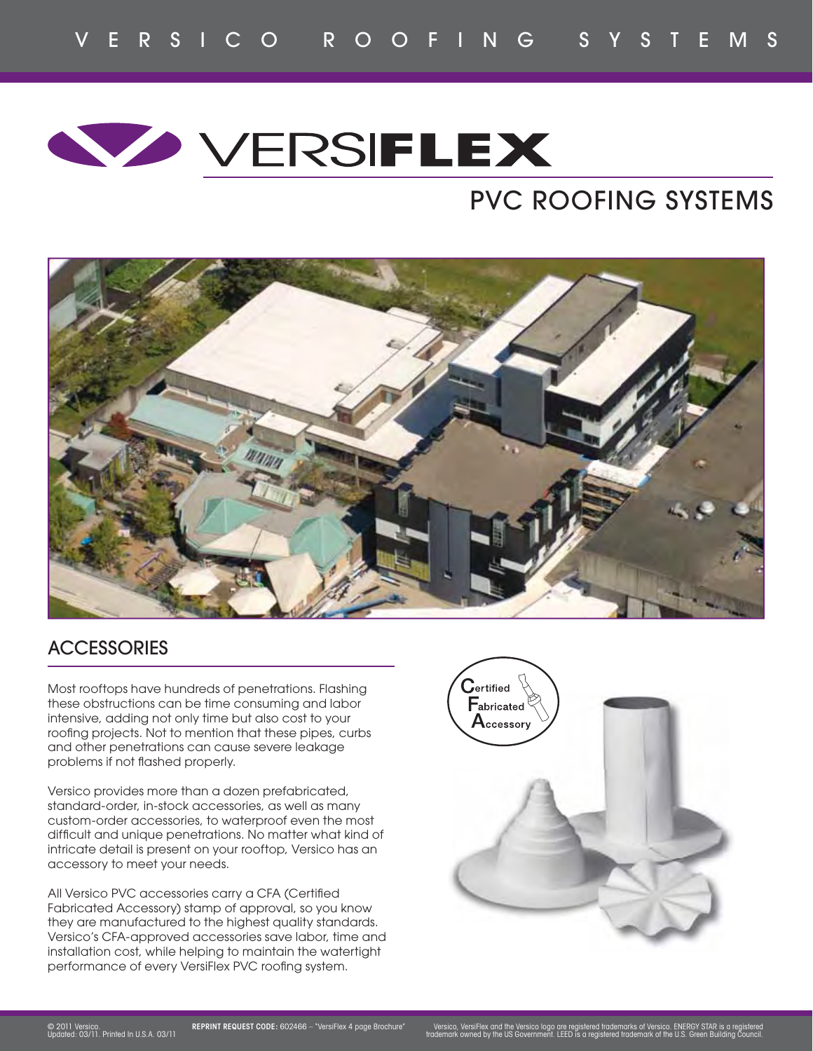VERSICO ROOFING SYSTEMS

# VERSIFLEX

## PVC ROOFING SYSTEMS

## ACCESSORIES

Most rooftops have hundreds of penetrations. Flashing these obstructions can be time consuming and labor intensive, adding not only time but also cost to your roofing projects. Not to mention that these pipes, curbs and other penetrations can cause severe leakage problems if not flashed properly.

Versico provides more than a dozen prefabricated, standard-order, in-stock accessories, as well as many custom-order accessories, to waterproof even the most difficult and unique penetrations. No matter what kind of intricate detail is present on your rooftop, Versico has an accessory to meet your needs.

All Versico PVC accessories carry a CFA (Certified Fabricated Accessory) stamp of approval, so you know they are manufactured to the highest quality standards. Versico's CFA-approved accessories save labor, time and installation cost, while helping to maintain the watertight performance of every VersiFlex PVC roofing system.

Certified Fabricated Accessory

© 2011 Versico.
Updated: 03/11. Printed In U.S.A. 03/11

**REPRINT REQUEST CODE:** 602466 – "VersiFlex 4 page Brochure"

Versico, VersiFlex and the Versico logo are registered trademarks of Versico. ENERGY STAR is a registered trademark owned by the US Government. LEED is a registered trademark of the U.S. Green Building Council.